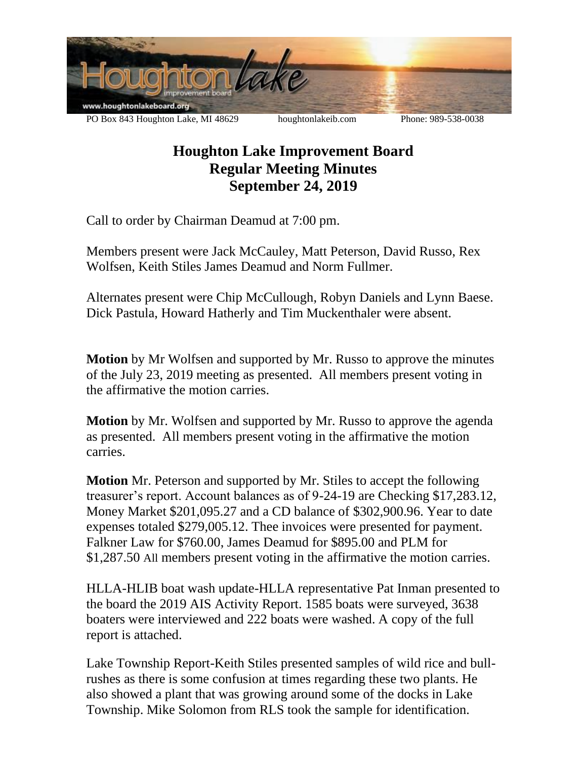PO Box 843 Houghton Lake, MI 48629 houghtonlakeib.com Phone: 989-538-0038

# Houghton Lake Improvement Board
## Regular Meeting Minutes
## September 24, 2019

Call to order by Chairman Deamud at 7:00 pm.

Members present were Jack McCauley, Matt Peterson, David Russo, Rex Wolfsen, Keith Stiles James Deamud and Norm Fullmer.

Alternates present were Chip McCullough, Robyn Daniels and Lynn Baese. Dick Pastula, Howard Hatherly and Tim Muckenthaler were absent.

**Motion** by Mr Wolfsen and supported by Mr. Russo to approve the minutes of the July 23, 2019 meeting as presented. All members present voting in the affirmative the motion carries.

**Motion** by Mr. Wolfsen and supported by Mr. Russo to approve the agenda as presented. All members present voting in the affirmative the motion carries.

**Motion** Mr. Peterson and supported by Mr. Stiles to accept the following treasurer's report. Account balances as of 9-24-19 are Checking $17,283.12, Money Market $201,095.27 and a CD balance of $302,900.96. Year to date expenses totaled $279,005.12. Thee invoices were presented for payment. Falkner Law for $760.00, James Deamud for $895.00 and PLM for $1,287.50 All members present voting in the affirmative the motion carries.

HLLA-HLIB boat wash update-HLLA representative Pat Inman presented to the board the 2019 AIS Activity Report. 1585 boats were surveyed, 3638 boaters were interviewed and 222 boats were washed. A copy of the full report is attached.

Lake Township Report-Keith Stiles presented samples of wild rice and bull-rushes as there is some confusion at times regarding these two plants. He also showed a plant that was growing around some of the docks in Lake Township. Mike Solomon from RLS took the sample for identification.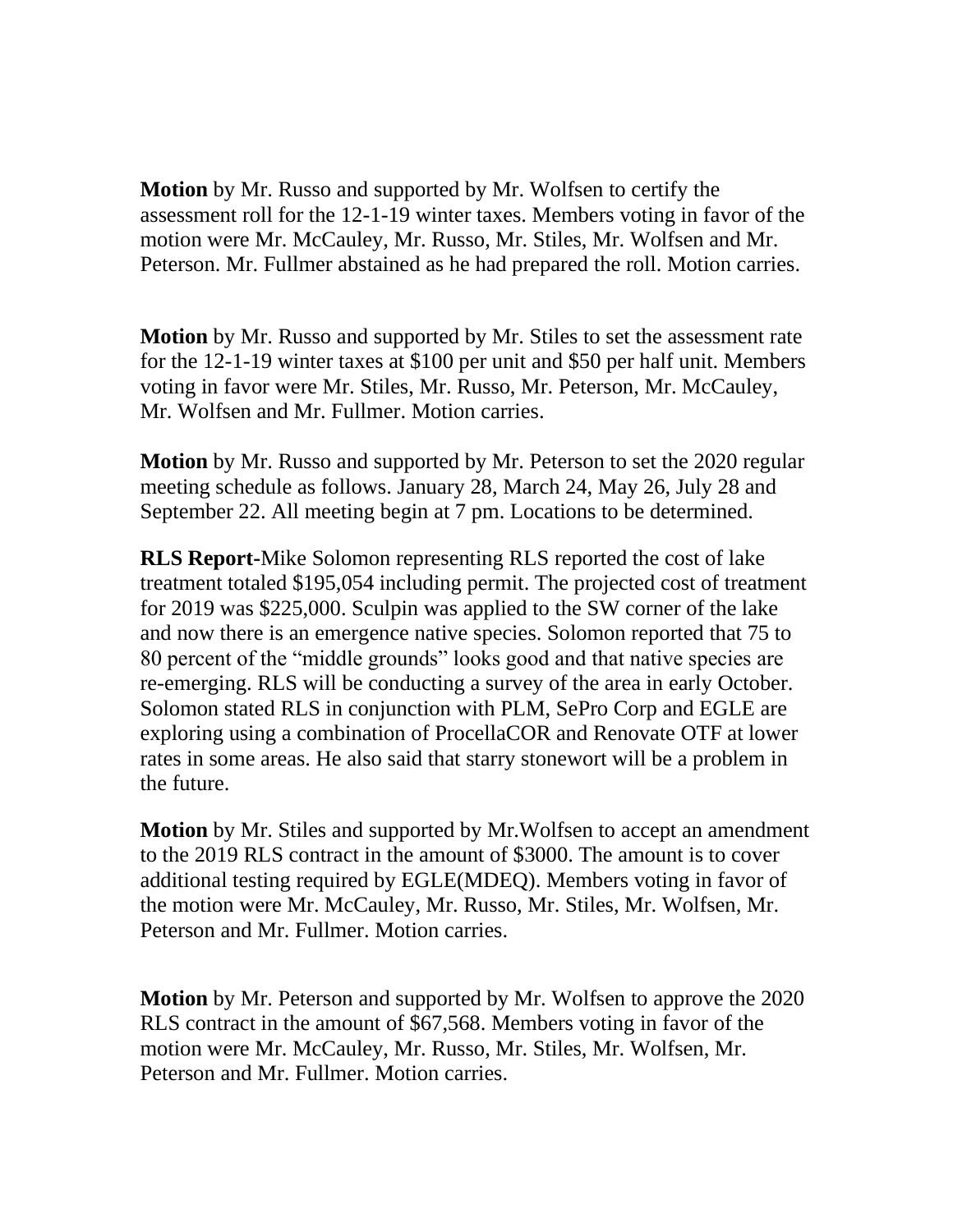**Motion** by Mr. Russo and supported by Mr. Wolfsen to certify the assessment roll for the 12-1-19 winter taxes. Members voting in favor of the motion were Mr. McCauley, Mr. Russo, Mr. Stiles, Mr. Wolfsen and Mr. Peterson. Mr. Fullmer abstained as he had prepared the roll. Motion carries.

**Motion** by Mr. Russo and supported by Mr. Stiles to set the assessment rate for the 12-1-19 winter taxes at $100 per unit and $50 per half unit. Members voting in favor were Mr. Stiles, Mr. Russo, Mr. Peterson, Mr. McCauley, Mr. Wolfsen and Mr. Fullmer. Motion carries.

**Motion** by Mr. Russo and supported by Mr. Peterson to set the 2020 regular meeting schedule as follows. January 28, March 24, May 26, July 28 and September 22. All meeting begin at 7 pm. Locations to be determined.

**RLS Report**-Mike Solomon representing RLS reported the cost of lake treatment totaled $195,054 including permit. The projected cost of treatment for 2019 was $225,000. Sculpin was applied to the SW corner of the lake and now there is an emergence native species. Solomon reported that 75 to 80 percent of the "middle grounds" looks good and that native species are re-emerging. RLS will be conducting a survey of the area in early October. Solomon stated RLS in conjunction with PLM, SePro Corp and EGLE are exploring using a combination of ProcellaCOR and Renovate OTF at lower rates in some areas. He also said that starry stonewort will be a problem in the future.

**Motion** by Mr. Stiles and supported by Mr.Wolfsen to accept an amendment to the 2019 RLS contract in the amount of $3000. The amount is to cover additional testing required by EGLE(MDEQ). Members voting in favor of the motion were Mr. McCauley, Mr. Russo, Mr. Stiles, Mr. Wolfsen, Mr. Peterson and Mr. Fullmer. Motion carries.

**Motion** by Mr. Peterson and supported by Mr. Wolfsen to approve the 2020 RLS contract in the amount of $67,568. Members voting in favor of the motion were Mr. McCauley, Mr. Russo, Mr. Stiles, Mr. Wolfsen, Mr. Peterson and Mr. Fullmer. Motion carries.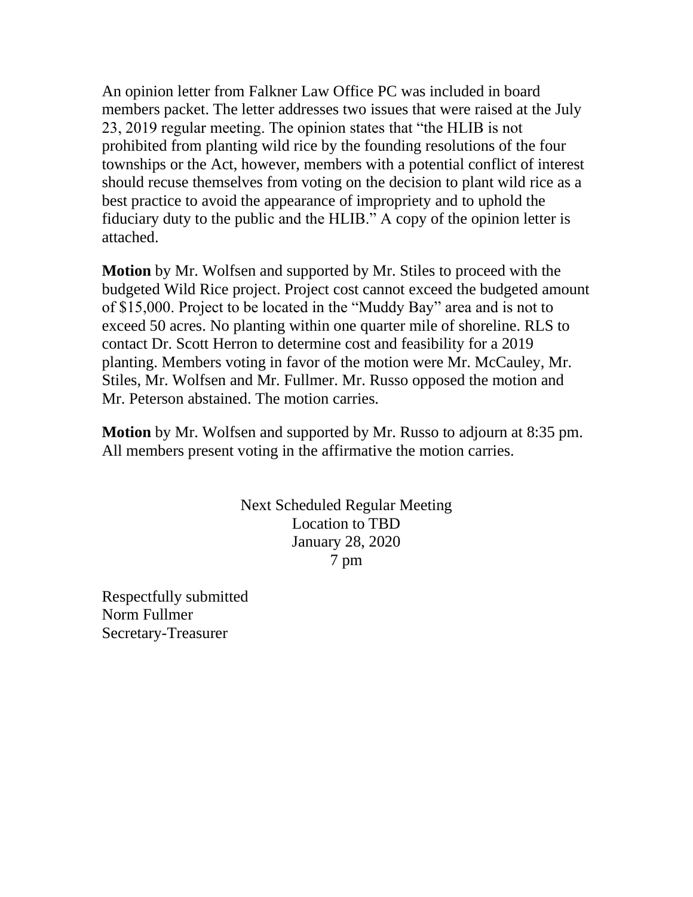An opinion letter from Falkner Law Office PC was included in board members packet. The letter addresses two issues that were raised at the July 23, 2019 regular meeting. The opinion states that "the HLIB is not prohibited from planting wild rice by the founding resolutions of the four townships or the Act, however, members with a potential conflict of interest should recuse themselves from voting on the decision to plant wild rice as a best practice to avoid the appearance of impropriety and to uphold the fiduciary duty to the public and the HLIB." A copy of the opinion letter is attached.

**Motion** by Mr. Wolfsen and supported by Mr. Stiles to proceed with the budgeted Wild Rice project. Project cost cannot exceed the budgeted amount of $15,000. Project to be located in the "Muddy Bay" area and is not to exceed 50 acres. No planting within one quarter mile of shoreline. RLS to contact Dr. Scott Herron to determine cost and feasibility for a 2019 planting. Members voting in favor of the motion were Mr. McCauley, Mr. Stiles, Mr. Wolfsen and Mr. Fullmer. Mr. Russo opposed the motion and Mr. Peterson abstained. The motion carries.

**Motion** by Mr. Wolfsen and supported by Mr. Russo to adjourn at 8:35 pm. All members present voting in the affirmative the motion carries.

Next Scheduled Regular Meeting
Location to TBD
January 28, 2020
7 pm

Respectfully submitted
Norm Fullmer
Secretary-Treasurer